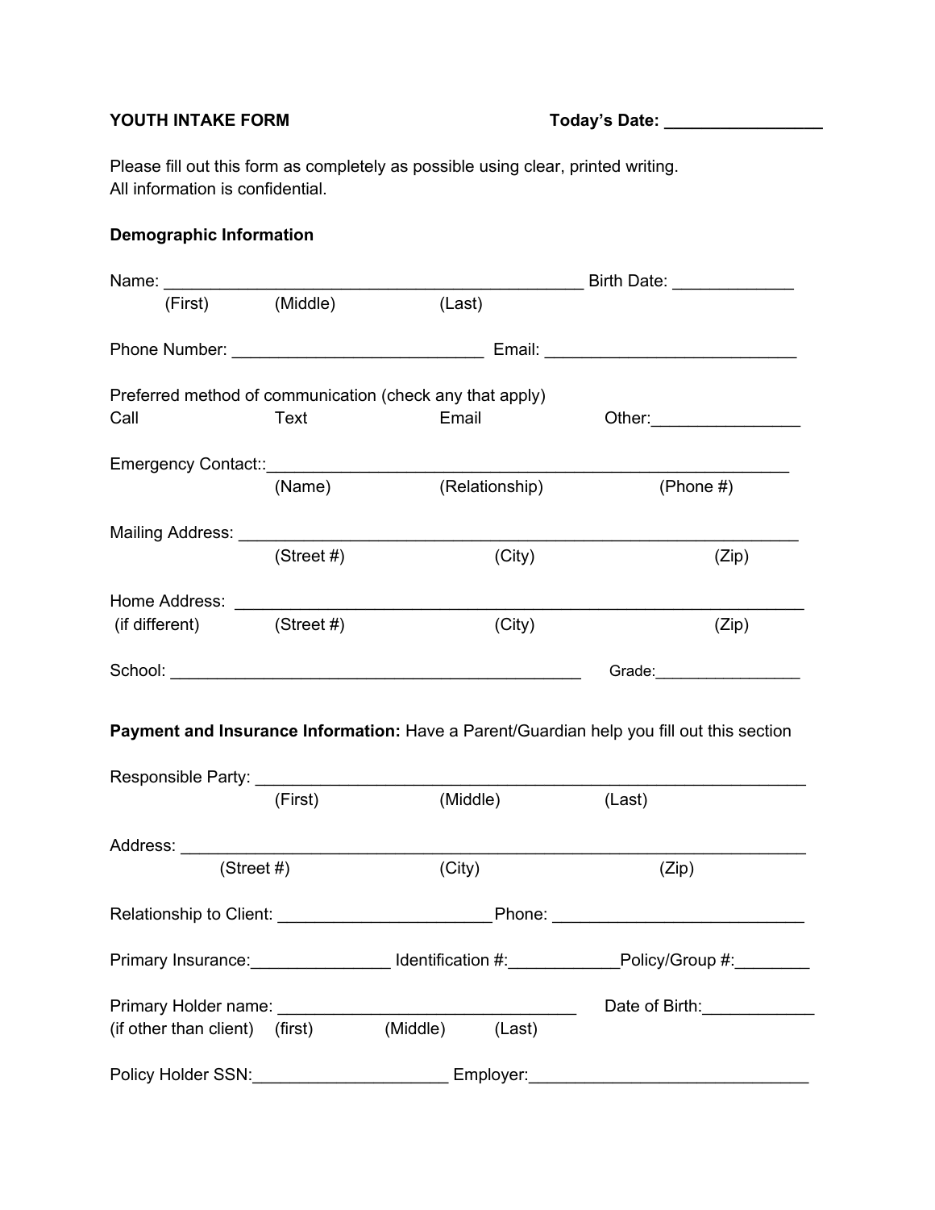**YOUTH INTAKE FORM** **Today's Date: _________________**

Please fill out this form as completely as possible using clear, printed writing.
All information is confidential.

**Demographic Information**

Name: _______________________________________________ Birth Date: _____________
(First) (Middle) (Last)

Phone Number: ___________________________ Email: ___________________________

Preferred method of communication (check any that apply)
Call Text Email Other:________________

Emergency Contact::_________________________________________________________
(Name) (Relationship) (Phone #)

Mailing Address: ______________________________________________________________
(Street #) (City) (Zip)

Home Address: ______________________________________________________________
(if different) (Street #) (City) (Zip)

School: ____________________________________________ Grade:_________________

**Payment and Insurance Information:** Have a Parent/Guardian help you fill out this section

Responsible Party: ______________________________________________________________
(First) (Middle) (Last)

Address: ______________________________________________________________________
(Street #) (City) (Zip)

Relationship to Client: _______________________Phone: ___________________________

Primary Insurance:_______________ Identification #:____________Policy/Group #:________

Primary Holder name: ________________________________ Date of Birth:____________
(if other than client) (first) (Middle) (Last)

Policy Holder SSN:_____________________ Employer:_______________________________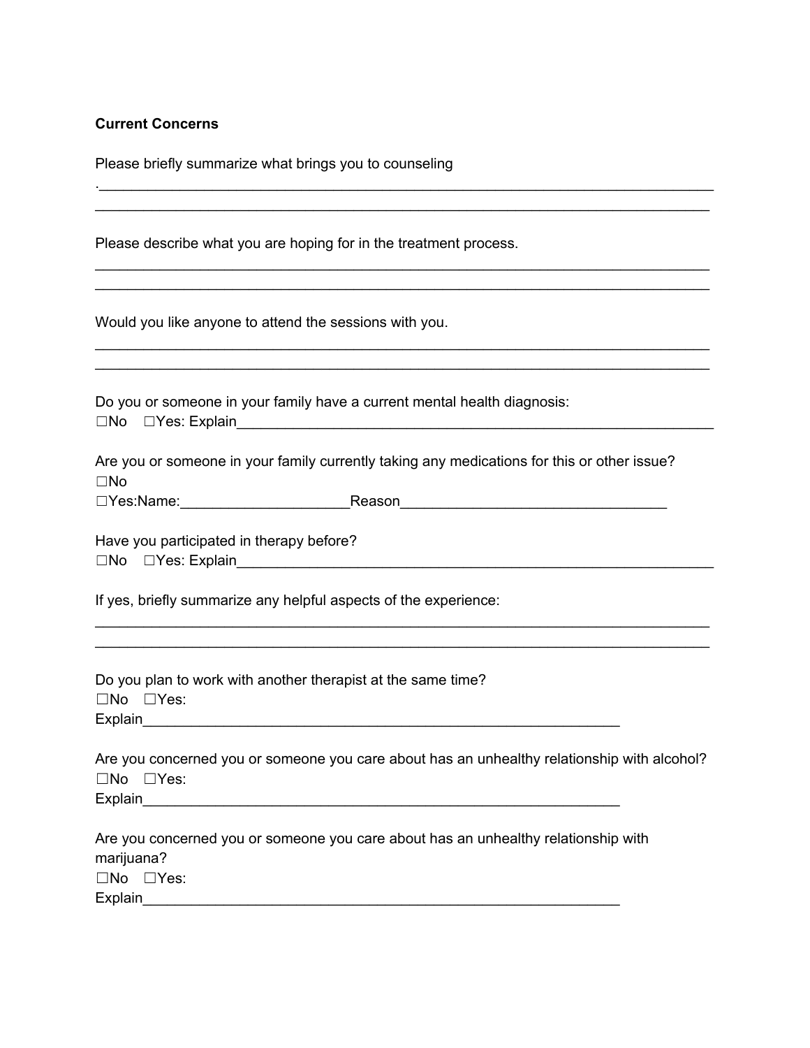**Current Concerns**

Please briefly summarize what brings you to counseling

.______________________________________________________________________________

______________________________________________________________________________

Please describe what you are hoping for in the treatment process.

______________________________________________________________________________

______________________________________________________________________________

Would you like anyone to attend the sessions with you.

______________________________________________________________________________

______________________________________________________________________________

Do you or someone in your family have a current mental health diagnosis:

☐No ☐Yes: Explain____________________________________________________________

Are you or someone in your family currently taking any medications for this or other issue?

☐No

☐Yes:Name:_____________________Reason_________________________________

Have you participated in therapy before?

☐No ☐Yes: Explain____________________________________________________________

If yes, briefly summarize any helpful aspects of the experience:

______________________________________________________________________________

______________________________________________________________________________

Do you plan to work with another therapist at the same time?

☐No ☐Yes:

Explain______________________________________________________________

Are you concerned you or someone you care about has an unhealthy relationship with alcohol?

☐No ☐Yes:

Explain______________________________________________________________

Are you concerned you or someone you care about has an unhealthy relationship with marijuana?

☐No ☐Yes:

Explain______________________________________________________________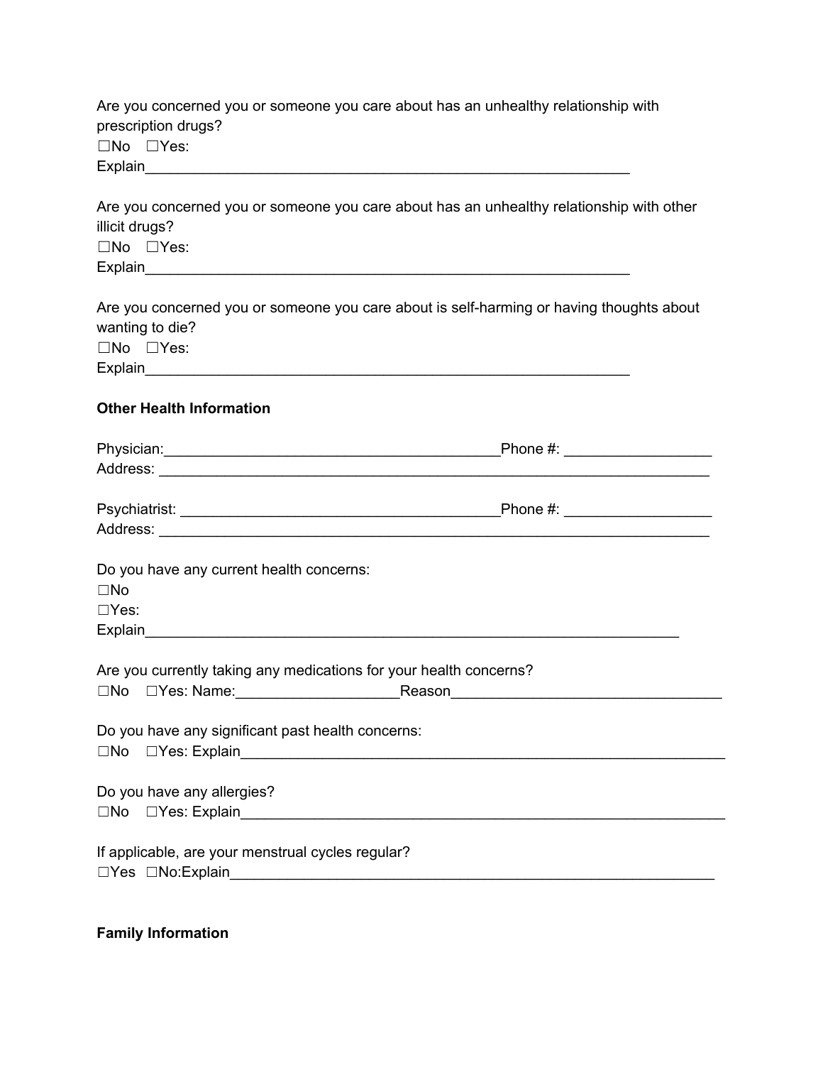Are you concerned you or someone you care about has an unhealthy relationship with prescription drugs?
☐No ☐Yes:
Explain_____________________________________________________________

Are you concerned you or someone you care about has an unhealthy relationship with other illicit drugs?
☐No ☐Yes:
Explain_____________________________________________________________

Are you concerned you or someone you care about is self-harming or having thoughts about wanting to die?
☐No ☐Yes:
Explain_____________________________________________________________

**Other Health Information**

Physician:__________________________________________Phone #: __________________
Address: _______________________________________________________________________

Psychiatrist: ________________________________________Phone #: __________________
Address: _______________________________________________________________________

Do you have any current health concerns:
☐No
☐Yes:
Explain____________________________________________________________________

Are you currently taking any medications for your health concerns?
☐No ☐Yes: Name:_____________________Reason__________________________________

Do you have any significant past health concerns:
☐No ☐Yes: Explain______________________________________________________________

Do you have any allergies?
☐No ☐Yes: Explain______________________________________________________________

If applicable, are your menstrual cycles regular?
☐Yes ☐No:Explain_______________________________________________________________

**Family Information**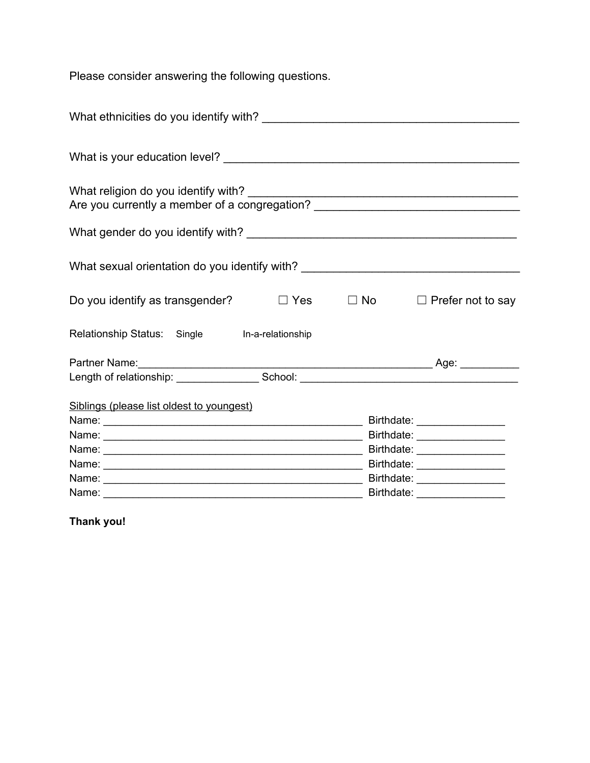Please consider answering the following questions.

What ethnicities do you identify with? ________________________________________

What is your education level? _______________________________________________

What religion do you identify with? __________________________________________

Are you currently a member of a congregation? ________________________________

What gender do you identify with? ___________________________________________

What sexual orientation do you identify with? __________________________________

Do you identify as transgender? ☐ Yes ☐ No ☐ Prefer not to say

Relationship Status: Single In-a-relationship

Partner Name:_______________________________________________ Age: __________

Length of relationship: ______________ School: ____________________________________

Siblings (please list oldest to youngest)

Name: ____________________________________________ Birthdate: _______________

Name: ____________________________________________ Birthdate: _______________

Name: ____________________________________________ Birthdate: _______________

Name: ____________________________________________ Birthdate: _______________

Name: ____________________________________________ Birthdate: _______________

Name: ____________________________________________ Birthdate: _______________

**Thank you!**